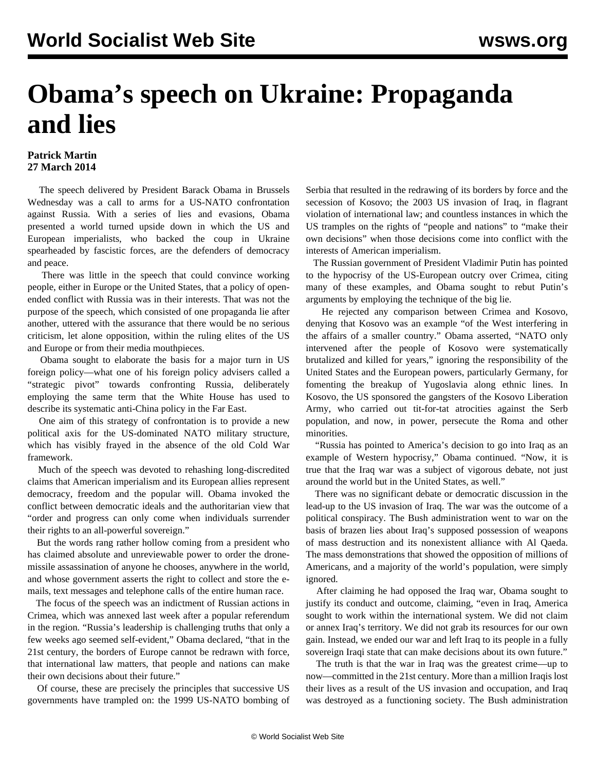# Obama's speech on Ukraine: Propaganda and lies

**Patrick Martin**
**27 March 2014**

The speech delivered by President Barack Obama in Brussels Wednesday was a call to arms for a US-NATO confrontation against Russia. With a series of lies and evasions, Obama presented a world turned upside down in which the US and European imperialists, who backed the coup in Ukraine spearheaded by fascistic forces, are the defenders of democracy and peace.

There was little in the speech that could convince working people, either in Europe or the United States, that a policy of open-ended conflict with Russia was in their interests. That was not the purpose of the speech, which consisted of one propaganda lie after another, uttered with the assurance that there would be no serious criticism, let alone opposition, within the ruling elites of the US and Europe or from their media mouthpieces.

Obama sought to elaborate the basis for a major turn in US foreign policy—what one of his foreign policy advisers called a "strategic pivot" towards confronting Russia, deliberately employing the same term that the White House has used to describe its systematic anti-China policy in the Far East.

One aim of this strategy of confrontation is to provide a new political axis for the US-dominated NATO military structure, which has visibly frayed in the absence of the old Cold War framework.

Much of the speech was devoted to rehashing long-discredited claims that American imperialism and its European allies represent democracy, freedom and the popular will. Obama invoked the conflict between democratic ideals and the authoritarian view that "order and progress can only come when individuals surrender their rights to an all-powerful sovereign."

But the words rang rather hollow coming from a president who has claimed absolute and unreviewable power to order the drone-missile assassination of anyone he chooses, anywhere in the world, and whose government asserts the right to collect and store the e-mails, text messages and telephone calls of the entire human race.

The focus of the speech was an indictment of Russian actions in Crimea, which was annexed last week after a popular referendum in the region. "Russia's leadership is challenging truths that only a few weeks ago seemed self-evident," Obama declared, "that in the 21st century, the borders of Europe cannot be redrawn with force, that international law matters, that people and nations can make their own decisions about their future."

Of course, these are precisely the principles that successive US governments have trampled on: the 1999 US-NATO bombing of Serbia that resulted in the redrawing of its borders by force and the secession of Kosovo; the 2003 US invasion of Iraq, in flagrant violation of international law; and countless instances in which the US tramples on the rights of "people and nations" to "make their own decisions" when those decisions come into conflict with the interests of American imperialism.

The Russian government of President Vladimir Putin has pointed to the hypocrisy of the US-European outcry over Crimea, citing many of these examples, and Obama sought to rebut Putin's arguments by employing the technique of the big lie.

He rejected any comparison between Crimea and Kosovo, denying that Kosovo was an example "of the West interfering in the affairs of a smaller country." Obama asserted, "NATO only intervened after the people of Kosovo were systematically brutalized and killed for years," ignoring the responsibility of the United States and the European powers, particularly Germany, for fomenting the breakup of Yugoslavia along ethnic lines. In Kosovo, the US sponsored the gangsters of the Kosovo Liberation Army, who carried out tit-for-tat atrocities against the Serb population, and now, in power, persecute the Roma and other minorities.

"Russia has pointed to America's decision to go into Iraq as an example of Western hypocrisy," Obama continued. "Now, it is true that the Iraq war was a subject of vigorous debate, not just around the world but in the United States, as well."

There was no significant debate or democratic discussion in the lead-up to the US invasion of Iraq. The war was the outcome of a political conspiracy. The Bush administration went to war on the basis of brazen lies about Iraq's supposed possession of weapons of mass destruction and its nonexistent alliance with Al Qaeda. The mass demonstrations that showed the opposition of millions of Americans, and a majority of the world's population, were simply ignored.

After claiming he had opposed the Iraq war, Obama sought to justify its conduct and outcome, claiming, "even in Iraq, America sought to work within the international system. We did not claim or annex Iraq's territory. We did not grab its resources for our own gain. Instead, we ended our war and left Iraq to its people in a fully sovereign Iraqi state that can make decisions about its own future."

The truth is that the war in Iraq was the greatest crime—up to now—committed in the 21st century. More than a million Iraqis lost their lives as a result of the US invasion and occupation, and Iraq was destroyed as a functioning society. The Bush administration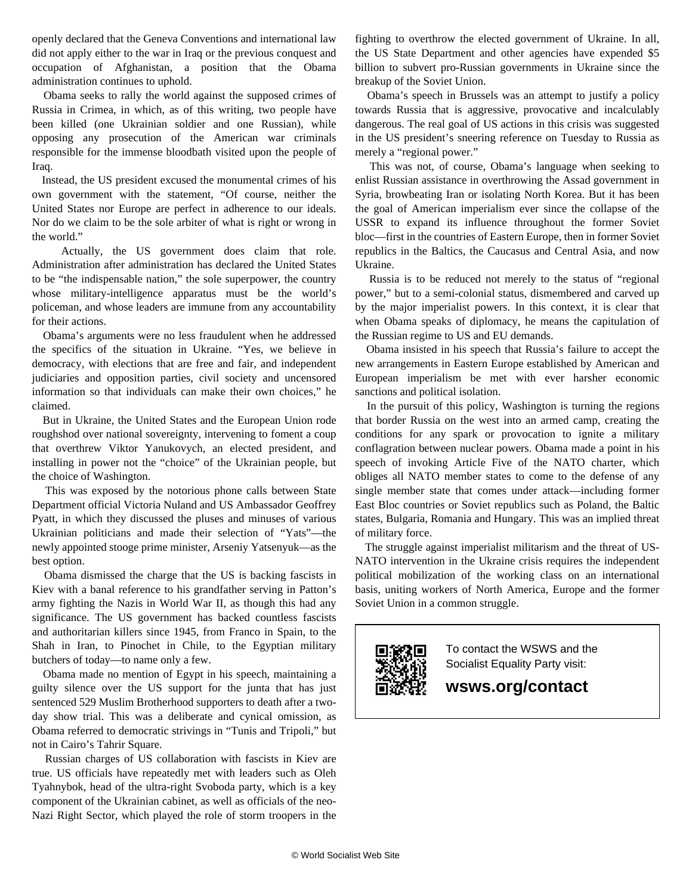openly declared that the Geneva Conventions and international law did not apply either to the war in Iraq or the previous conquest and occupation of Afghanistan, a position that the Obama administration continues to uphold.

Obama seeks to rally the world against the supposed crimes of Russia in Crimea, in which, as of this writing, two people have been killed (one Ukrainian soldier and one Russian), while opposing any prosecution of the American war criminals responsible for the immense bloodbath visited upon the people of Iraq.

Instead, the US president excused the monumental crimes of his own government with the statement, "Of course, neither the United States nor Europe are perfect in adherence to our ideals. Nor do we claim to be the sole arbiter of what is right or wrong in the world."

Actually, the US government does claim that role. Administration after administration has declared the United States to be "the indispensable nation," the sole superpower, the country whose military-intelligence apparatus must be the world's policeman, and whose leaders are immune from any accountability for their actions.

Obama's arguments were no less fraudulent when he addressed the specifics of the situation in Ukraine. "Yes, we believe in democracy, with elections that are free and fair, and independent judiciaries and opposition parties, civil society and uncensored information so that individuals can make their own choices," he claimed.

But in Ukraine, the United States and the European Union rode roughshod over national sovereignty, intervening to foment a coup that overthrew Viktor Yanukovych, an elected president, and installing in power not the "choice" of the Ukrainian people, but the choice of Washington.

This was exposed by the notorious phone calls between State Department official Victoria Nuland and US Ambassador Geoffrey Pyatt, in which they discussed the pluses and minuses of various Ukrainian politicians and made their selection of "Yats"—the newly appointed stooge prime minister, Arseniy Yatsenyuk—as the best option.

Obama dismissed the charge that the US is backing fascists in Kiev with a banal reference to his grandfather serving in Patton's army fighting the Nazis in World War II, as though this had any significance. The US government has backed countless fascists and authoritarian killers since 1945, from Franco in Spain, to the Shah in Iran, to Pinochet in Chile, to the Egyptian military butchers of today—to name only a few.

Obama made no mention of Egypt in his speech, maintaining a guilty silence over the US support for the junta that has just sentenced 529 Muslim Brotherhood supporters to death after a two-day show trial. This was a deliberate and cynical omission, as Obama referred to democratic strivings in "Tunis and Tripoli," but not in Cairo's Tahrir Square.

Russian charges of US collaboration with fascists in Kiev are true. US officials have repeatedly met with leaders such as Oleh Tyahnybok, head of the ultra-right Svoboda party, which is a key component of the Ukrainian cabinet, as well as officials of the neo-Nazi Right Sector, which played the role of storm troopers in the fighting to overthrow the elected government of Ukraine. In all, the US State Department and other agencies have expended $5 billion to subvert pro-Russian governments in Ukraine since the breakup of the Soviet Union.

Obama's speech in Brussels was an attempt to justify a policy towards Russia that is aggressive, provocative and incalculably dangerous. The real goal of US actions in this crisis was suggested in the US president's sneering reference on Tuesday to Russia as merely a "regional power."

This was not, of course, Obama's language when seeking to enlist Russian assistance in overthrowing the Assad government in Syria, browbeating Iran or isolating North Korea. But it has been the goal of American imperialism ever since the collapse of the USSR to expand its influence throughout the former Soviet bloc—first in the countries of Eastern Europe, then in former Soviet republics in the Baltics, the Caucasus and Central Asia, and now Ukraine.

Russia is to be reduced not merely to the status of "regional power," but to a semi-colonial status, dismembered and carved up by the major imperialist powers. In this context, it is clear that when Obama speaks of diplomacy, he means the capitulation of the Russian regime to US and EU demands.

Obama insisted in his speech that Russia's failure to accept the new arrangements in Eastern Europe established by American and European imperialism be met with ever harsher economic sanctions and political isolation.

In the pursuit of this policy, Washington is turning the regions that border Russia on the west into an armed camp, creating the conditions for any spark or provocation to ignite a military conflagration between nuclear powers. Obama made a point in his speech of invoking Article Five of the NATO charter, which obliges all NATO member states to come to the defense of any single member state that comes under attack—including former East Bloc countries or Soviet republics such as Poland, the Baltic states, Bulgaria, Romania and Hungary. This was an implied threat of military force.

The struggle against imperialist militarism and the threat of US-NATO intervention in the Ukraine crisis requires the independent political mobilization of the working class on an international basis, uniting workers of North America, Europe and the former Soviet Union in a common struggle.

To contact the WSWS and the Socialist Equality Party visit:

**wsws.org/contact**